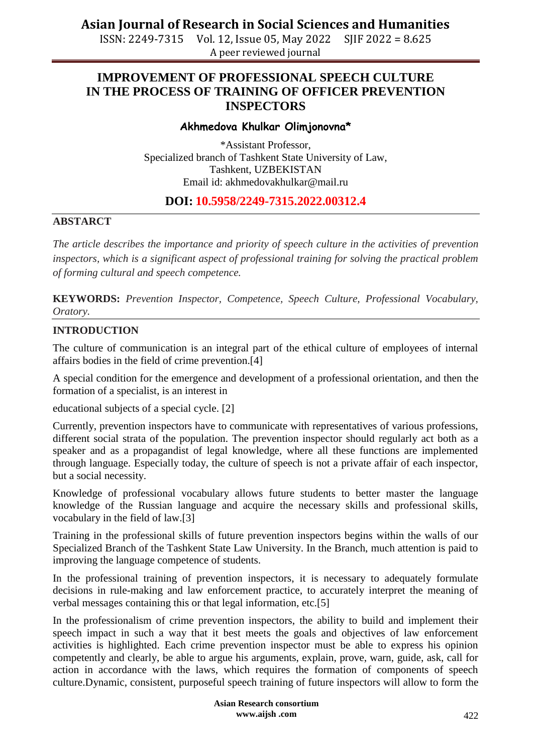# IMPROVEMENT OF PROFESSIONAL SPEECH CULTURE IN THE PROCESS OF TRAINING OF OFFICER PREVENTION INSPECTORS

**Akhmedova Khulkar Olimjonovna***

*Assistant Professor,
Specialized branch of Tashkent State University of Law,
Tashkent, UZBEKISTAN
Email id: akhmedovakhulkar@mail.ru

**DOI: 10.5958/2249-7315.2022.00312.4**

## ABSTARCT

*The article describes the importance and priority of speech culture in the activities of prevention inspectors, which is a significant aspect of professional training for solving the practical problem of forming cultural and speech competence.*

**KEYWORDS:** *Prevention Inspector, Competence, Speech Culture, Professional Vocabulary, Oratory.*

## INTRODUCTION

The culture of communication is an integral part of the ethical culture of employees of internal affairs bodies in the field of crime prevention.[4]

A special condition for the emergence and development of a professional orientation, and then the formation of a specialist, is an interest in educational subjects of a special cycle. [2]

Currently, prevention inspectors have to communicate with representatives of various professions, different social strata of the population. The prevention inspector should regularly act both as a speaker and as a propagandist of legal knowledge, where all these functions are implemented through language. Especially today, the culture of speech is not a private affair of each inspector, but a social necessity.

Knowledge of professional vocabulary allows future students to better master the language knowledge of the Russian language and acquire the necessary skills and professional skills, vocabulary in the field of law.[3]

Training in the professional skills of future prevention inspectors begins within the walls of our Specialized Branch of the Tashkent State Law University. In the Branch, much attention is paid to improving the language competence of students.

In the professional training of prevention inspectors, it is necessary to adequately formulate decisions in rule-making and law enforcement practice, to accurately interpret the meaning of verbal messages containing this or that legal information, etc.[5]

In the professionalism of crime prevention inspectors, the ability to build and implement their speech impact in such a way that it best meets the goals and objectives of law enforcement activities is highlighted. Each crime prevention inspector must be able to express his opinion competently and clearly, be able to argue his arguments, explain, prove, warn, guide, ask, call for action in accordance with the laws, which requires the formation of components of speech culture.Dynamic, consistent, purposeful speech training of future inspectors will allow to form the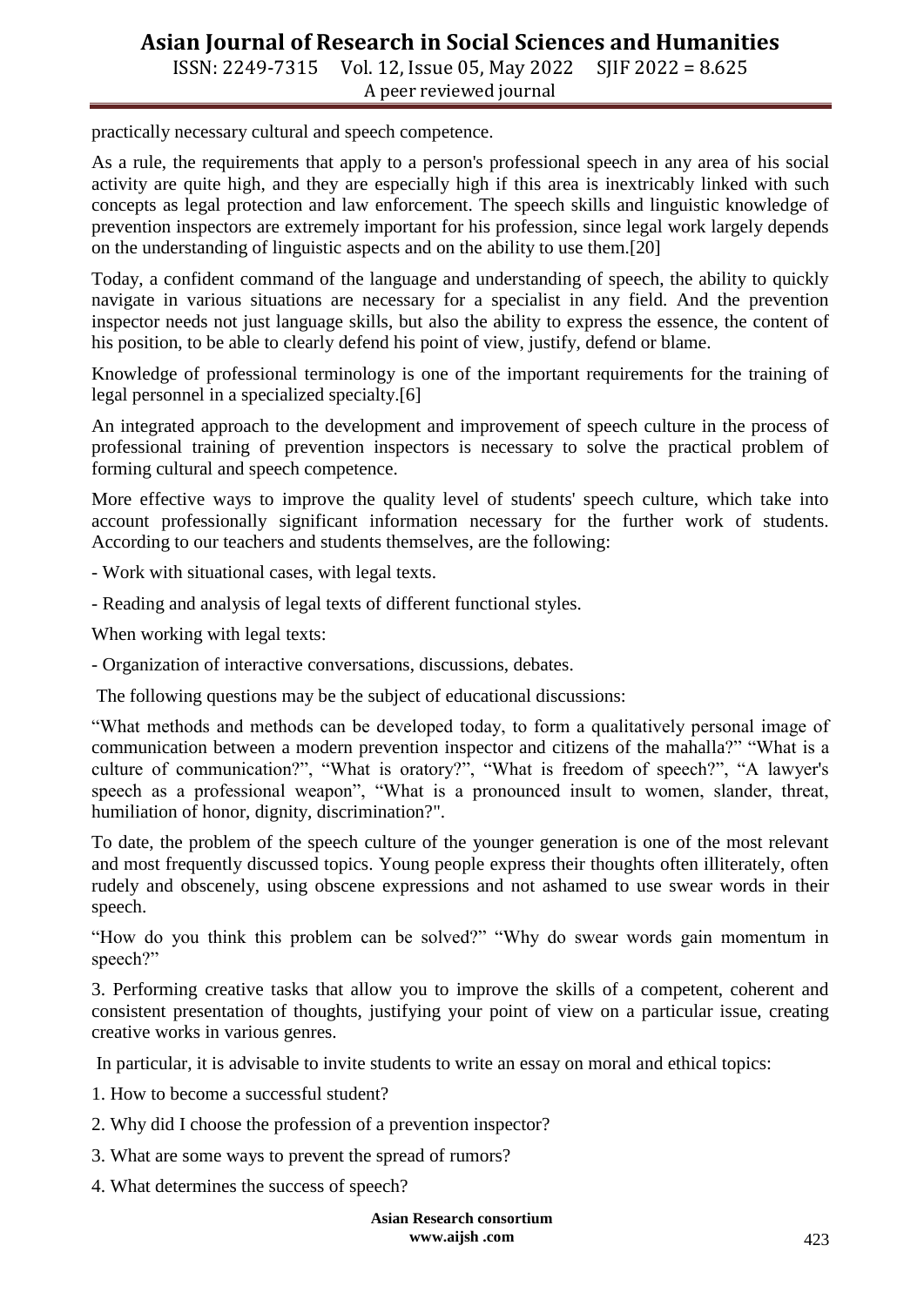practically necessary cultural and speech competence.

As a rule, the requirements that apply to a person's professional speech in any area of his social activity are quite high, and they are especially high if this area is inextricably linked with such concepts as legal protection and law enforcement. The speech skills and linguistic knowledge of prevention inspectors are extremely important for his profession, since legal work largely depends on the understanding of linguistic aspects and on the ability to use them.[20]

Today, a confident command of the language and understanding of speech, the ability to quickly navigate in various situations are necessary for a specialist in any field. And the prevention inspector needs not just language skills, but also the ability to express the essence, the content of his position, to be able to clearly defend his point of view, justify, defend or blame.

Knowledge of professional terminology is one of the important requirements for the training of legal personnel in a specialized specialty.[6]

An integrated approach to the development and improvement of speech culture in the process of professional training of prevention inspectors is necessary to solve the practical problem of forming cultural and speech competence.

More effective ways to improve the quality level of students' speech culture, which take into account professionally significant information necessary for the further work of students. According to our teachers and students themselves, are the following:

- Work with situational cases, with legal texts.

- Reading and analysis of legal texts of different functional styles.

When working with legal texts:

- Organization of interactive conversations, discussions, debates.

The following questions may be the subject of educational discussions:

“What methods and methods can be developed today, to form a qualitatively personal image of communication between a modern prevention inspector and citizens of the mahalla?” “What is a culture of communication?”, “What is oratory?”, “What is freedom of speech?”, “A lawyer's speech as a professional weapon”, “What is a pronounced insult to women, slander, threat, humiliation of honor, dignity, discrimination?".

To date, the problem of the speech culture of the younger generation is one of the most relevant and most frequently discussed topics. Young people express their thoughts often illiterately, often rudely and obscenely, using obscene expressions and not ashamed to use swear words in their speech.

“How do you think this problem can be solved?” “Why do swear words gain momentum in speech?”

3. Performing creative tasks that allow you to improve the skills of a competent, coherent and consistent presentation of thoughts, justifying your point of view on a particular issue, creating creative works in various genres.

In particular, it is advisable to invite students to write an essay on moral and ethical topics:

1. How to become a successful student?

2. Why did I choose the profession of a prevention inspector?

3. What are some ways to prevent the spread of rumors?

4. What determines the success of speech?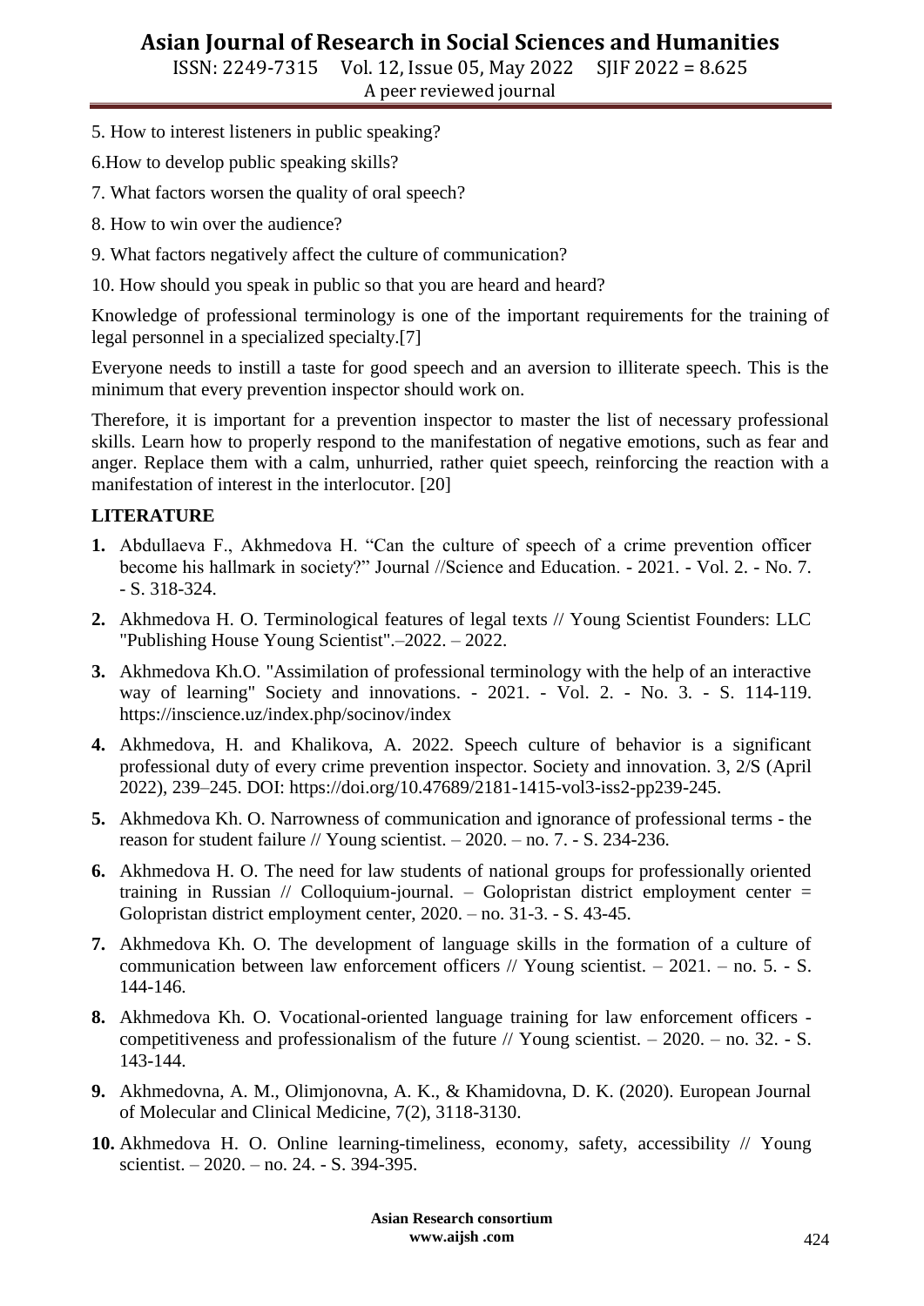5. How to interest listeners in public speaking?

6.How to develop public speaking skills?

7. What factors worsen the quality of oral speech?

8. How to win over the audience?

9. What factors negatively affect the culture of communication?

10. How should you speak in public so that you are heard and heard?

Knowledge of professional terminology is one of the important requirements for the training of legal personnel in a specialized specialty.[7]

Everyone needs to instill a taste for good speech and an aversion to illiterate speech. This is the minimum that every prevention inspector should work on.

Therefore, it is important for a prevention inspector to master the list of necessary professional skills. Learn how to properly respond to the manifestation of negative emotions, such as fear and anger. Replace them with a calm, unhurried, rather quiet speech, reinforcing the reaction with a manifestation of interest in the interlocutor. [20]

## LITERATURE

1. Abdullaeva F., Akhmedova H. "Can the culture of speech of a crime prevention officer become his hallmark in society?" Journal //Science and Education. - 2021. - Vol. 2. - No. 7. - S. 318-324.
2. Akhmedova H. O. Terminological features of legal texts // Young Scientist Founders: LLC "Publishing House Young Scientist".–2022. – 2022.
3. Akhmedova Kh.O. "Assimilation of professional terminology with the help of an interactive way of learning" Society and innovations. - 2021. - Vol. 2. - No. 3. - S. 114-119. https://inscience.uz/index.php/socinov/index
4. Akhmedova, H. and Khalikova, A. 2022. Speech culture of behavior is a significant professional duty of every crime prevention inspector. Society and innovation. 3, 2/S (April 2022), 239–245. DOI: https://doi.org/10.47689/2181-1415-vol3-iss2-pp239-245.
5. Akhmedova Kh. O. Narrowness of communication and ignorance of professional terms - the reason for student failure // Young scientist. – 2020. – no. 7. - S. 234-236.
6. Akhmedova H. O. The need for law students of national groups for professionally oriented training in Russian // Colloquium-journal. – Golopristan district employment center = Golopristan district employment center, 2020. – no. 31-3. - S. 43-45.
7. Akhmedova Kh. O. The development of language skills in the formation of a culture of communication between law enforcement officers // Young scientist. – 2021. – no. 5. - S. 144-146.
8. Akhmedova Kh. O. Vocational-oriented language training for law enforcement officers - competitiveness and professionalism of the future // Young scientist. – 2020. – no. 32. - S. 143-144.
9. Akhmedovna, A. M., Olimjonovna, A. K., & Khamidovna, D. K. (2020). European Journal of Molecular and Clinical Medicine, 7(2), 3118-3130.
10. Akhmedova H. O. Online learning-timeliness, economy, safety, accessibility // Young scientist. – 2020. – no. 24. - S. 394-395.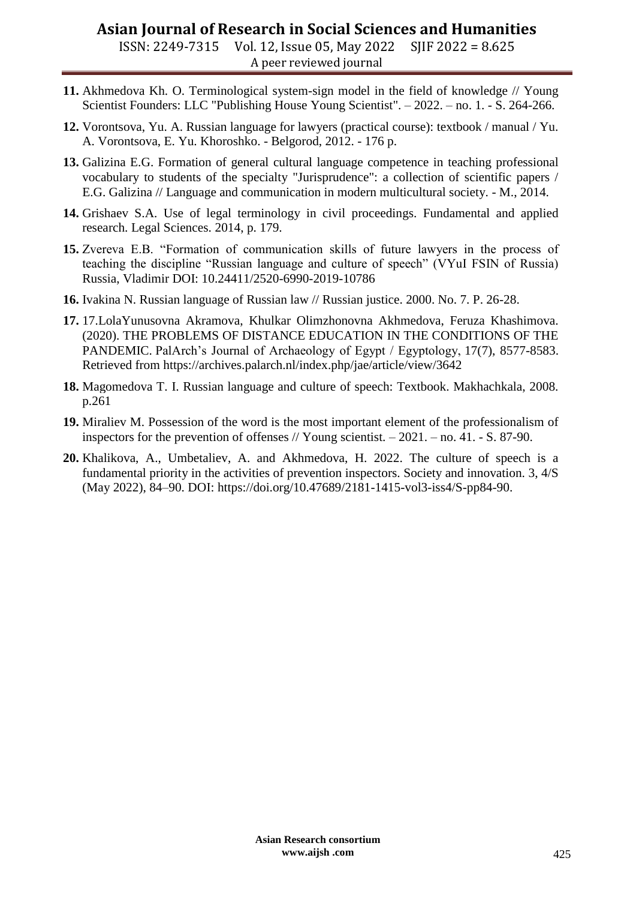11. Akhmedova Kh. O. Terminological system-sign model in the field of knowledge // Young Scientist Founders: LLC "Publishing House Young Scientist". – 2022. – no. 1. - S. 264-266.

12. Vorontsova, Yu. A. Russian language for lawyers (practical course): textbook / manual / Yu. A. Vorontsova, E. Yu. Khoroshko. - Belgorod, 2012. - 176 p.

13. Galizina E.G. Formation of general cultural language competence in teaching professional vocabulary to students of the specialty "Jurisprudence": a collection of scientific papers / E.G. Galizina // Language and communication in modern multicultural society. - M., 2014.

14. Grishaev S.A. Use of legal terminology in civil proceedings. Fundamental and applied research. Legal Sciences. 2014, p. 179.

15. Zvereva E.B. "Formation of communication skills of future lawyers in the process of teaching the discipline "Russian language and culture of speech" (VYuI FSIN of Russia) Russia, Vladimir DOI: 10.24411/2520-6990-2019-10786

16. Ivakina N. Russian language of Russian law // Russian justice. 2000. No. 7. P. 26-28.

17. 17.LolaYunusovna Akramova, Khulkar Olimzhonovna Akhmedova, Feruza Khashimova. (2020). THE PROBLEMS OF DISTANCE EDUCATION IN THE CONDITIONS OF THE PANDEMIC. PalArch's Journal of Archaeology of Egypt / Egyptology, 17(7), 8577-8583. Retrieved from https://archives.palarch.nl/index.php/jae/article/view/3642

18. Magomedova T. I. Russian language and culture of speech: Textbook. Makhachkala, 2008. p.261

19. Miraliev M. Possession of the word is the most important element of the professionalism of inspectors for the prevention of offenses // Young scientist. – 2021. – no. 41. - S. 87-90.

20. Khalikova, A., Umbetaliev, A. and Akhmedova, H. 2022. The culture of speech is a fundamental priority in the activities of prevention inspectors. Society and innovation. 3, 4/S (May 2022), 84–90. DOI: https://doi.org/10.47689/2181-1415-vol3-iss4/S-pp84-90.